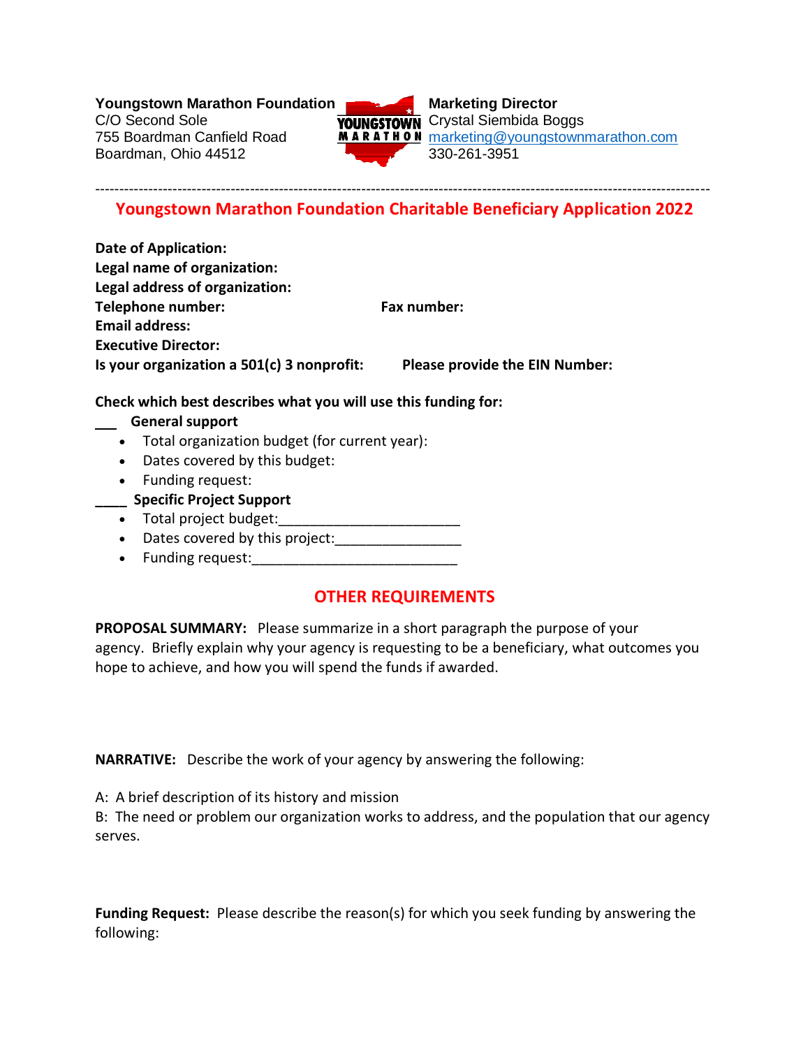**Youngstown Marathon Foundation**
C/O Second Sole
755 Boardman Canfield Road
Boardman, Ohio 44512

**Marketing Director**
Crystal Siembida Boggs
marketing@youngstownmarathon.com
330-261-3951

---

## Youngstown Marathon Foundation Charitable Beneficiary Application 2022

**Date of Application:**
**Legal name of organization:**
**Legal address of organization:**
**Telephone number:** **Fax number:**
**Email address:**
**Executive Director:**
**Is your organization a 501(c) 3 nonprofit:** **Please provide the EIN Number:**

**Check which best describes what you will use this funding for:**

___ **General support**

- Total organization budget (for current year):
- Dates covered by this budget:
- Funding request:

____ **Specific Project Support**

- Total project budget:_______________________
- Dates covered by this project:________________
- Funding request:___________________________

## OTHER REQUIREMENTS

**PROPOSAL SUMMARY:** Please summarize in a short paragraph the purpose of your agency. Briefly explain why your agency is requesting to be a beneficiary, what outcomes you hope to achieve, and how you will spend the funds if awarded.

**NARRATIVE:** Describe the work of your agency by answering the following:

A: A brief description of its history and mission
B: The need or problem our organization works to address, and the population that our agency serves.

**Funding Request:** Please describe the reason(s) for which you seek funding by answering the following: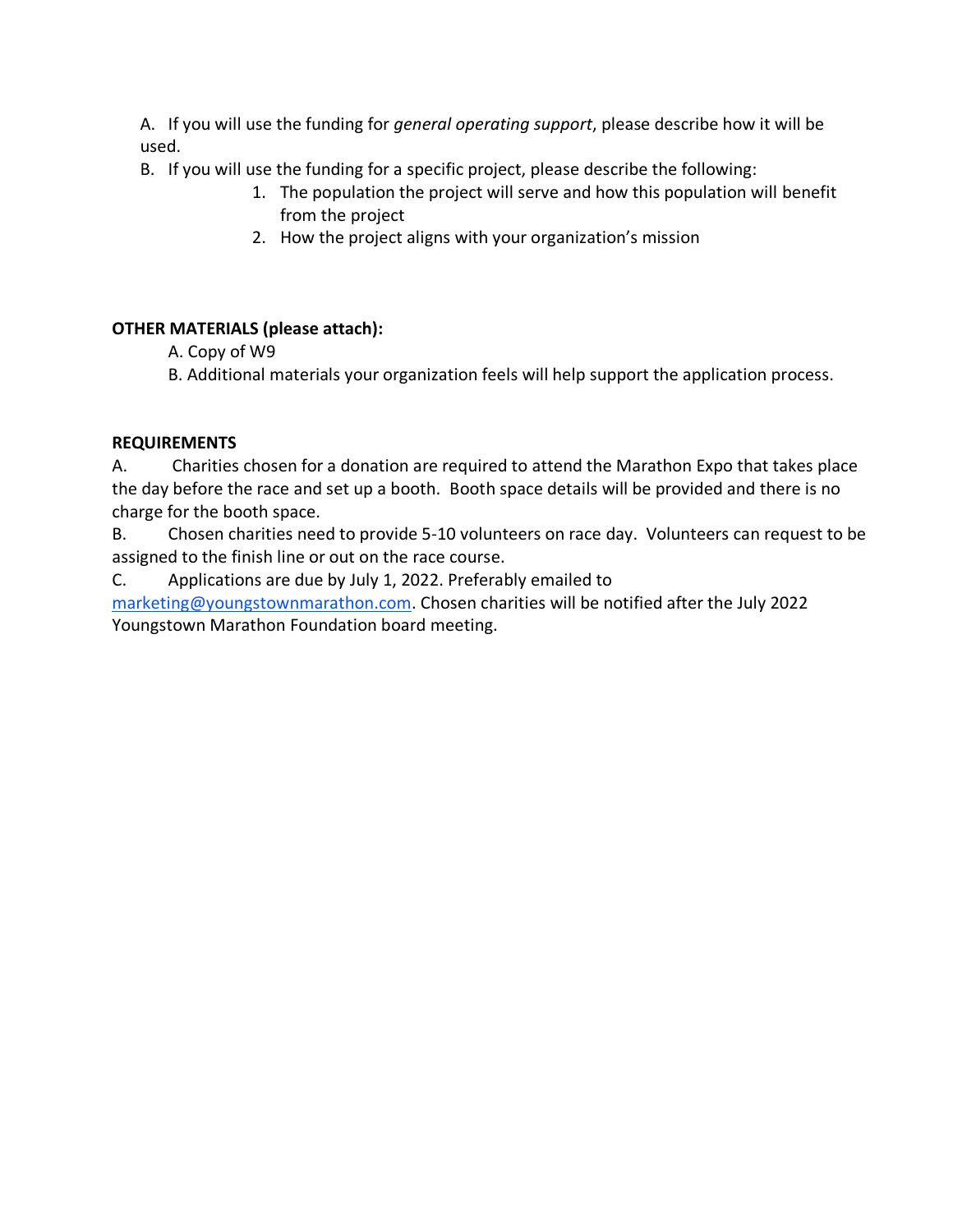A. If you will use the funding for *general operating support*, please describe how it will be used.

B. If you will use the funding for a specific project, please describe the following:

   1. The population the project will serve and how this population will benefit from the project
   2. How the project aligns with your organization's mission

**OTHER MATERIALS (please attach):**

A. Copy of W9

B. Additional materials your organization feels will help support the application process.

**REQUIREMENTS**

A. Charities chosen for a donation are required to attend the Marathon Expo that takes place the day before the race and set up a booth. Booth space details will be provided and there is no charge for the booth space.

B. Chosen charities need to provide 5-10 volunteers on race day. Volunteers can request to be assigned to the finish line or out on the race course.

C. Applications are due by July 1, 2022. Preferably emailed to marketing@youngstownmarathon.com. Chosen charities will be notified after the July 2022 Youngstown Marathon Foundation board meeting.